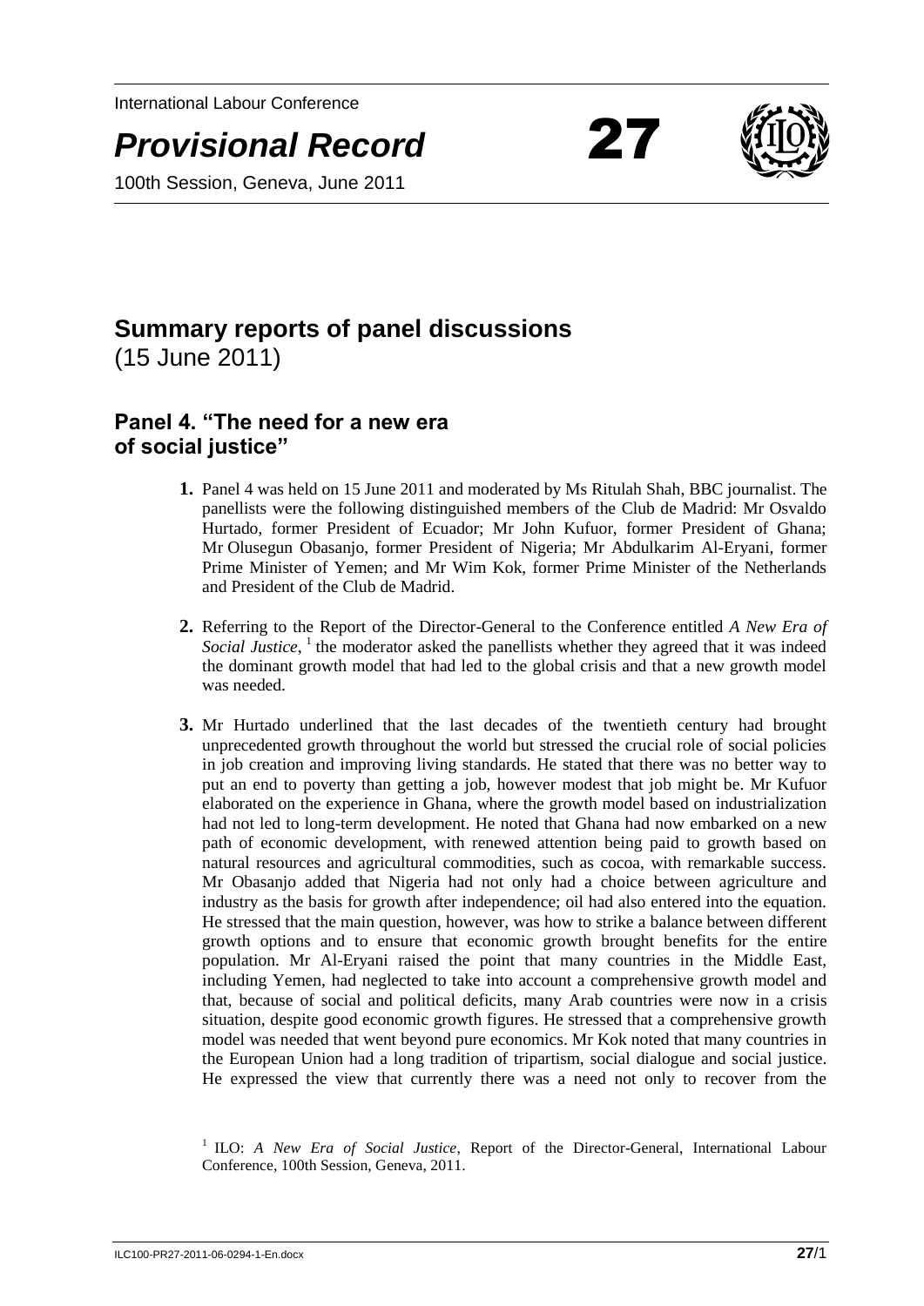International Labour Conference

# *Provisional Record* 27

100th Session, Geneva, June 2011

## Summary reports of panel discussions

(15 June 2011)

### Panel 4. "The need for a new era of social justice"

**1.** Panel 4 was held on 15 June 2011 and moderated by Ms Ritulah Shah, BBC journalist. The panellists were the following distinguished members of the Club de Madrid: Mr Osvaldo Hurtado, former President of Ecuador; Mr John Kufuor, former President of Ghana; Mr Olusegun Obasanjo, former President of Nigeria; Mr Abdulkarim Al-Eryani, former Prime Minister of Yemen; and Mr Wim Kok, former Prime Minister of the Netherlands and President of the Club de Madrid.

**2.** Referring to the Report of the Director-General to the Conference entitled *A New Era of Social Justice*, [1] the moderator asked the panellists whether they agreed that it was indeed the dominant growth model that had led to the global crisis and that a new growth model was needed.

**3.** Mr Hurtado underlined that the last decades of the twentieth century had brought unprecedented growth throughout the world but stressed the crucial role of social policies in job creation and improving living standards. He stated that there was no better way to put an end to poverty than getting a job, however modest that job might be. Mr Kufuor elaborated on the experience in Ghana, where the growth model based on industrialization had not led to long-term development. He noted that Ghana had now embarked on a new path of economic development, with renewed attention being paid to growth based on natural resources and agricultural commodities, such as cocoa, with remarkable success. Mr Obasanjo added that Nigeria had not only had a choice between agriculture and industry as the basis for growth after independence; oil had also entered into the equation. He stressed that the main question, however, was how to strike a balance between different growth options and to ensure that economic growth brought benefits for the entire population. Mr Al-Eryani raised the point that many countries in the Middle East, including Yemen, had neglected to take into account a comprehensive growth model and that, because of social and political deficits, many Arab countries were now in a crisis situation, despite good economic growth figures. He stressed that a comprehensive growth model was needed that went beyond pure economics. Mr Kok noted that many countries in the European Union had a long tradition of tripartism, social dialogue and social justice. He expressed the view that currently there was a need not only to recover from the

[1] ILO: *A New Era of Social Justice*, Report of the Director-General, International Labour Conference, 100th Session, Geneva, 2011.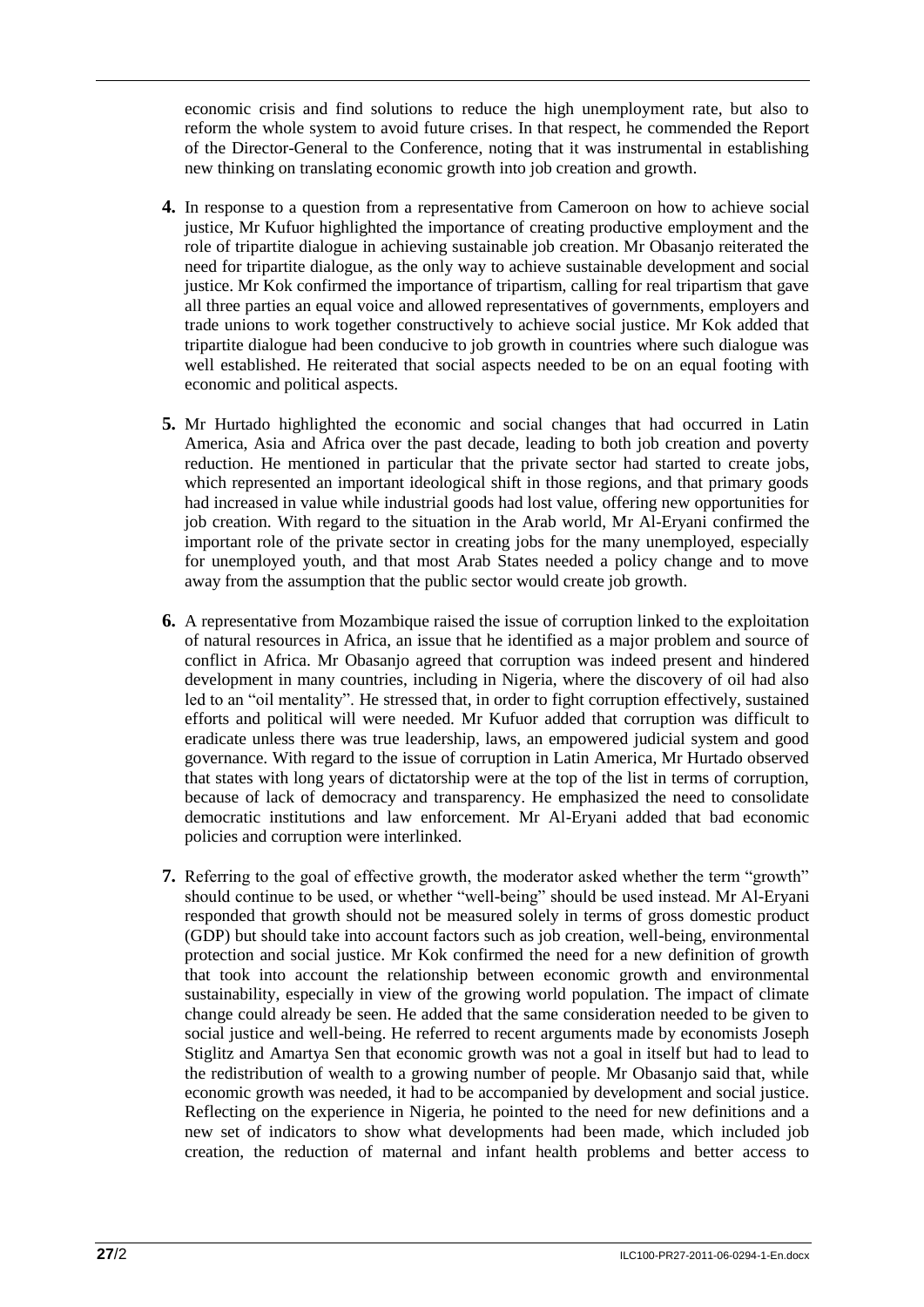economic crisis and find solutions to reduce the high unemployment rate, but also to reform the whole system to avoid future crises. In that respect, he commended the Report of the Director-General to the Conference, noting that it was instrumental in establishing new thinking on translating economic growth into job creation and growth.

**4.** In response to a question from a representative from Cameroon on how to achieve social justice, Mr Kufuor highlighted the importance of creating productive employment and the role of tripartite dialogue in achieving sustainable job creation. Mr Obasanjo reiterated the need for tripartite dialogue, as the only way to achieve sustainable development and social justice. Mr Kok confirmed the importance of tripartism, calling for real tripartism that gave all three parties an equal voice and allowed representatives of governments, employers and trade unions to work together constructively to achieve social justice. Mr Kok added that tripartite dialogue had been conducive to job growth in countries where such dialogue was well established. He reiterated that social aspects needed to be on an equal footing with economic and political aspects.

**5.** Mr Hurtado highlighted the economic and social changes that had occurred in Latin America, Asia and Africa over the past decade, leading to both job creation and poverty reduction. He mentioned in particular that the private sector had started to create jobs, which represented an important ideological shift in those regions, and that primary goods had increased in value while industrial goods had lost value, offering new opportunities for job creation. With regard to the situation in the Arab world, Mr Al-Eryani confirmed the important role of the private sector in creating jobs for the many unemployed, especially for unemployed youth, and that most Arab States needed a policy change and to move away from the assumption that the public sector would create job growth.

**6.** A representative from Mozambique raised the issue of corruption linked to the exploitation of natural resources in Africa, an issue that he identified as a major problem and source of conflict in Africa. Mr Obasanjo agreed that corruption was indeed present and hindered development in many countries, including in Nigeria, where the discovery of oil had also led to an "oil mentality". He stressed that, in order to fight corruption effectively, sustained efforts and political will were needed. Mr Kufuor added that corruption was difficult to eradicate unless there was true leadership, laws, an empowered judicial system and good governance. With regard to the issue of corruption in Latin America, Mr Hurtado observed that states with long years of dictatorship were at the top of the list in terms of corruption, because of lack of democracy and transparency. He emphasized the need to consolidate democratic institutions and law enforcement. Mr Al-Eryani added that bad economic policies and corruption were interlinked.

**7.** Referring to the goal of effective growth, the moderator asked whether the term "growth" should continue to be used, or whether "well-being" should be used instead. Mr Al-Eryani responded that growth should not be measured solely in terms of gross domestic product (GDP) but should take into account factors such as job creation, well-being, environmental protection and social justice. Mr Kok confirmed the need for a new definition of growth that took into account the relationship between economic growth and environmental sustainability, especially in view of the growing world population. The impact of climate change could already be seen. He added that the same consideration needed to be given to social justice and well-being. He referred to recent arguments made by economists Joseph Stiglitz and Amartya Sen that economic growth was not a goal in itself but had to lead to the redistribution of wealth to a growing number of people. Mr Obasanjo said that, while economic growth was needed, it had to be accompanied by development and social justice. Reflecting on the experience in Nigeria, he pointed to the need for new definitions and a new set of indicators to show what developments had been made, which included job creation, the reduction of maternal and infant health problems and better access to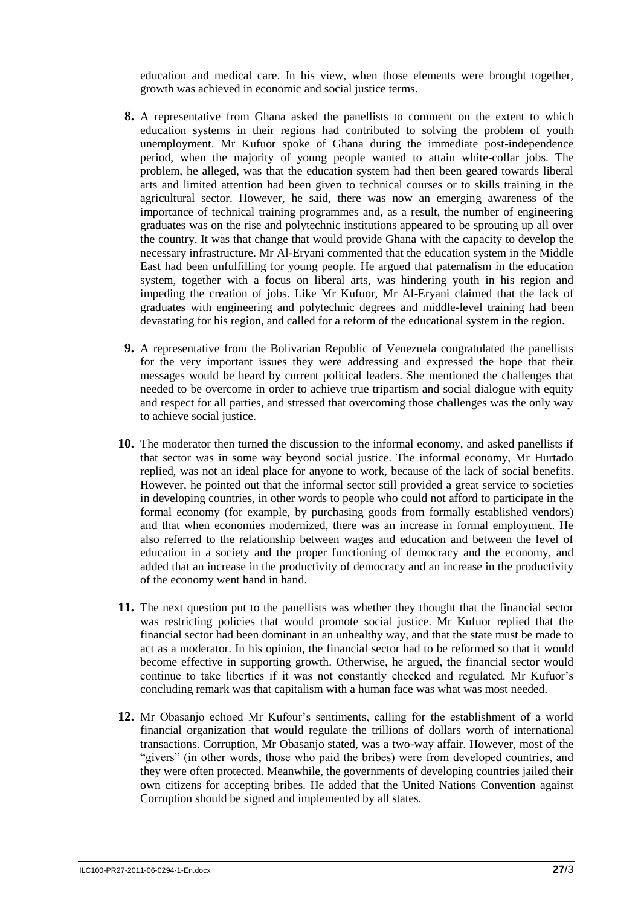education and medical care. In his view, when those elements were brought together, growth was achieved in economic and social justice terms.

**8.** A representative from Ghana asked the panellists to comment on the extent to which education systems in their regions had contributed to solving the problem of youth unemployment. Mr Kufuor spoke of Ghana during the immediate post-independence period, when the majority of young people wanted to attain white-collar jobs. The problem, he alleged, was that the education system had then been geared towards liberal arts and limited attention had been given to technical courses or to skills training in the agricultural sector. However, he said, there was now an emerging awareness of the importance of technical training programmes and, as a result, the number of engineering graduates was on the rise and polytechnic institutions appeared to be sprouting up all over the country. It was that change that would provide Ghana with the capacity to develop the necessary infrastructure. Mr Al-Eryani commented that the education system in the Middle East had been unfulfilling for young people. He argued that paternalism in the education system, together with a focus on liberal arts, was hindering youth in his region and impeding the creation of jobs. Like Mr Kufuor, Mr Al-Eryani claimed that the lack of graduates with engineering and polytechnic degrees and middle-level training had been devastating for his region, and called for a reform of the educational system in the region.

**9.** A representative from the Bolivarian Republic of Venezuela congratulated the panellists for the very important issues they were addressing and expressed the hope that their messages would be heard by current political leaders. She mentioned the challenges that needed to be overcome in order to achieve true tripartism and social dialogue with equity and respect for all parties, and stressed that overcoming those challenges was the only way to achieve social justice.

**10.** The moderator then turned the discussion to the informal economy, and asked panellists if that sector was in some way beyond social justice. The informal economy, Mr Hurtado replied, was not an ideal place for anyone to work, because of the lack of social benefits. However, he pointed out that the informal sector still provided a great service to societies in developing countries, in other words to people who could not afford to participate in the formal economy (for example, by purchasing goods from formally established vendors) and that when economies modernized, there was an increase in formal employment. He also referred to the relationship between wages and education and between the level of education in a society and the proper functioning of democracy and the economy, and added that an increase in the productivity of democracy and an increase in the productivity of the economy went hand in hand.

**11.** The next question put to the panellists was whether they thought that the financial sector was restricting policies that would promote social justice. Mr Kufuor replied that the financial sector had been dominant in an unhealthy way, and that the state must be made to act as a moderator. In his opinion, the financial sector had to be reformed so that it would become effective in supporting growth. Otherwise, he argued, the financial sector would continue to take liberties if it was not constantly checked and regulated. Mr Kufuor's concluding remark was that capitalism with a human face was what was most needed.

**12.** Mr Obasanjo echoed Mr Kufour's sentiments, calling for the establishment of a world financial organization that would regulate the trillions of dollars worth of international transactions. Corruption, Mr Obasanjo stated, was a two-way affair. However, most of the "givers" (in other words, those who paid the bribes) were from developed countries, and they were often protected. Meanwhile, the governments of developing countries jailed their own citizens for accepting bribes. He added that the United Nations Convention against Corruption should be signed and implemented by all states.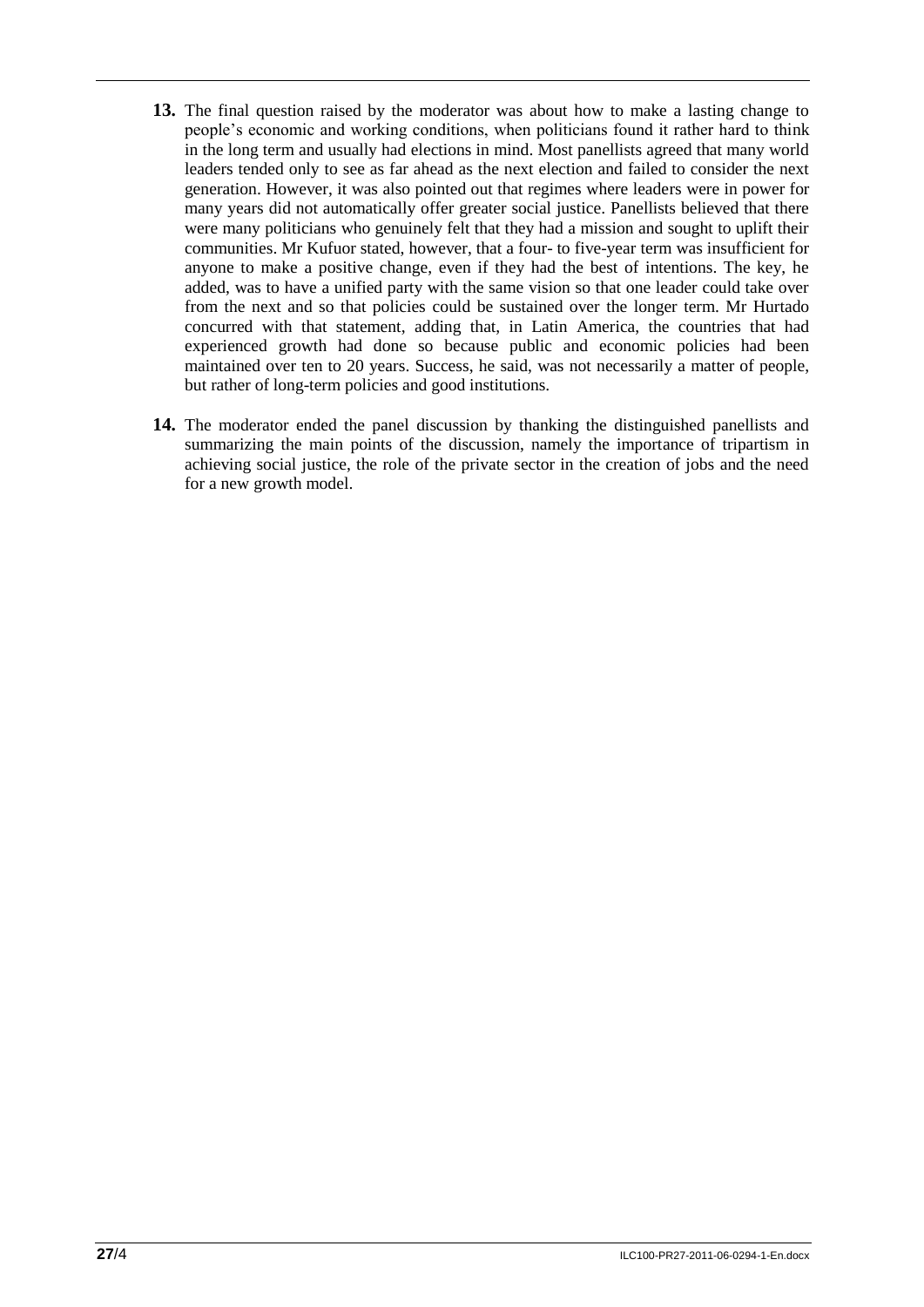**13.** The final question raised by the moderator was about how to make a lasting change to people's economic and working conditions, when politicians found it rather hard to think in the long term and usually had elections in mind. Most panellists agreed that many world leaders tended only to see as far ahead as the next election and failed to consider the next generation. However, it was also pointed out that regimes where leaders were in power for many years did not automatically offer greater social justice. Panellists believed that there were many politicians who genuinely felt that they had a mission and sought to uplift their communities. Mr Kufuor stated, however, that a four- to five-year term was insufficient for anyone to make a positive change, even if they had the best of intentions. The key, he added, was to have a unified party with the same vision so that one leader could take over from the next and so that policies could be sustained over the longer term. Mr Hurtado concurred with that statement, adding that, in Latin America, the countries that had experienced growth had done so because public and economic policies had been maintained over ten to 20 years. Success, he said, was not necessarily a matter of people, but rather of long-term policies and good institutions.

**14.** The moderator ended the panel discussion by thanking the distinguished panellists and summarizing the main points of the discussion, namely the importance of tripartism in achieving social justice, the role of the private sector in the creation of jobs and the need for a new growth model.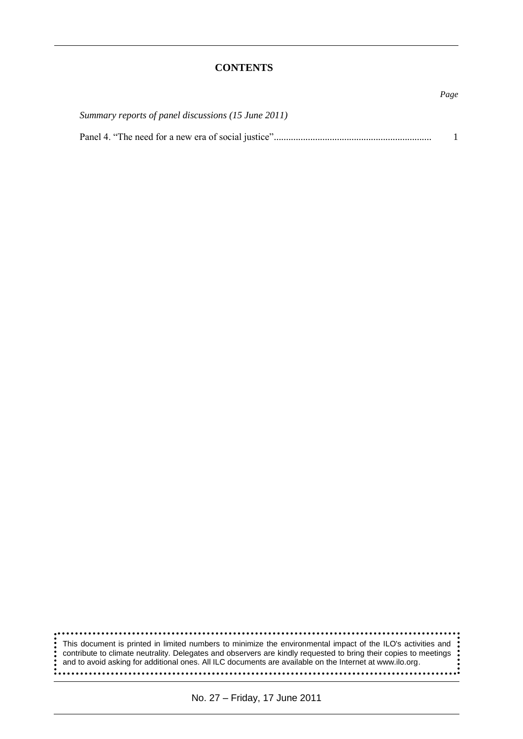# CONTENTS

*Page*

*Summary reports of panel discussions (15 June 2011)*

Panel 4. "The need for a new era of social justice"................................................................ 1

This document is printed in limited numbers to minimize the environmental impact of the ILO's activities and contribute to climate neutrality. Delegates and observers are kindly requested to bring their copies to meetings and to avoid asking for additional ones. All ILC documents are available on the Internet at www.ilo.org.

No. 27 – Friday, 17 June 2011